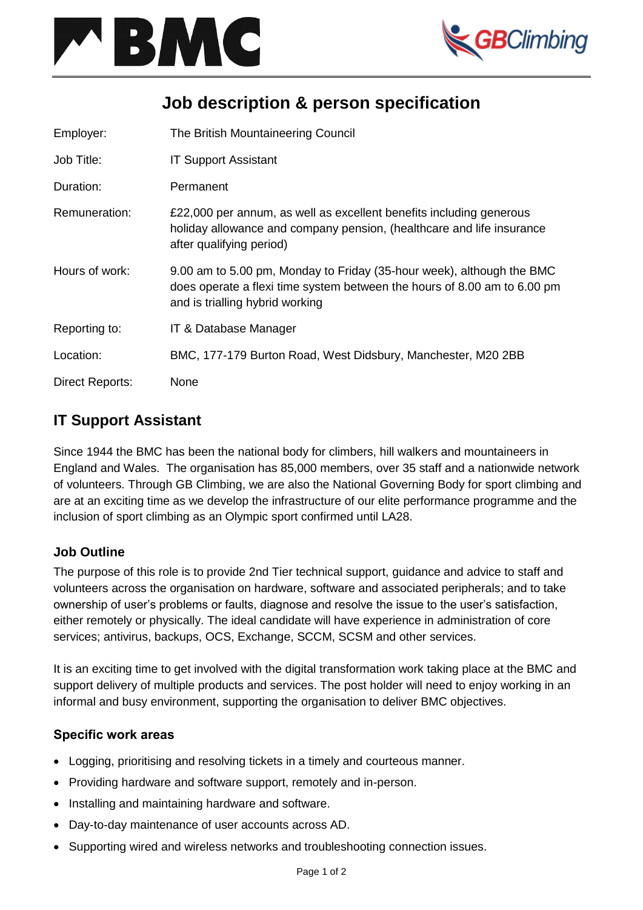# Job description & person specification

| | |
|---|---|
| Employer: | The British Mountaineering Council |
| Job Title: | IT Support Assistant |
| Duration: | Permanent |
| Remuneration: | £22,000 per annum, as well as excellent benefits including generous holiday allowance and company pension, (healthcare and life insurance after qualifying period) |
| Hours of work: | 9.00 am to 5.00 pm, Monday to Friday (35-hour week), although the BMC does operate a flexi time system between the hours of 8.00 am to 6.00 pm and is trialling hybrid working |
| Reporting to: | IT & Database Manager |
| Location: | BMC, 177-179 Burton Road, West Didsbury, Manchester, M20 2BB |
| Direct Reports: | None |

## IT Support Assistant

Since 1944 the BMC has been the national body for climbers, hill walkers and mountaineers in England and Wales. The organisation has 85,000 members, over 35 staff and a nationwide network of volunteers. Through GB Climbing, we are also the National Governing Body for sport climbing and are at an exciting time as we develop the infrastructure of our elite performance programme and the inclusion of sport climbing as an Olympic sport confirmed until LA28.

### Job Outline

The purpose of this role is to provide 2nd Tier technical support, guidance and advice to staff and volunteers across the organisation on hardware, software and associated peripherals; and to take ownership of user's problems or faults, diagnose and resolve the issue to the user's satisfaction, either remotely or physically. The ideal candidate will have experience in administration of core services; antivirus, backups, OCS, Exchange, SCCM, SCSM and other services.

It is an exciting time to get involved with the digital transformation work taking place at the BMC and support delivery of multiple products and services. The post holder will need to enjoy working in an informal and busy environment, supporting the organisation to deliver BMC objectives.

### Specific work areas

- Logging, prioritising and resolving tickets in a timely and courteous manner.
- Providing hardware and software support, remotely and in-person.
- Installing and maintaining hardware and software.
- Day-to-day maintenance of user accounts across AD.
- Supporting wired and wireless networks and troubleshooting connection issues.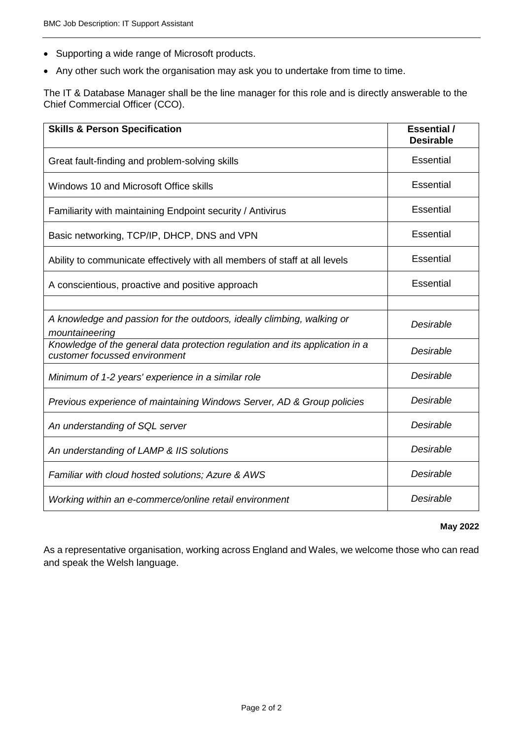- Supporting a wide range of Microsoft products.
- Any other such work the organisation may ask you to undertake from time to time.

The IT & Database Manager shall be the line manager for this role and is directly answerable to the Chief Commercial Officer (CCO).

| **Skills & Person Specification** | **Essential / Desirable** |
|---|---|
| Great fault-finding and problem-solving skills | Essential |
| Windows 10 and Microsoft Office skills | Essential |
| Familiarity with maintaining Endpoint security / Antivirus | Essential |
| Basic networking, TCP/IP, DHCP, DNS and VPN | Essential |
| Ability to communicate effectively with all members of staff at all levels | Essential |
| A conscientious, proactive and positive approach | Essential |
| | |
| *A knowledge and passion for the outdoors, ideally climbing, walking or mountaineering* | *Desirable* |
| *Knowledge of the general data protection regulation and its application in a customer focussed environment* | *Desirable* |
| *Minimum of 1-2 years' experience in a similar role* | *Desirable* |
| *Previous experience of maintaining Windows Server, AD & Group policies* | *Desirable* |
| *An understanding of SQL server* | *Desirable* |
| *An understanding of LAMP & IIS solutions* | *Desirable* |
| *Familiar with cloud hosted solutions; Azure & AWS* | *Desirable* |
| *Working within an e-commerce/online retail environment* | *Desirable* |

**May 2022**

As a representative organisation, working across England and Wales, we welcome those who can read and speak the Welsh language.